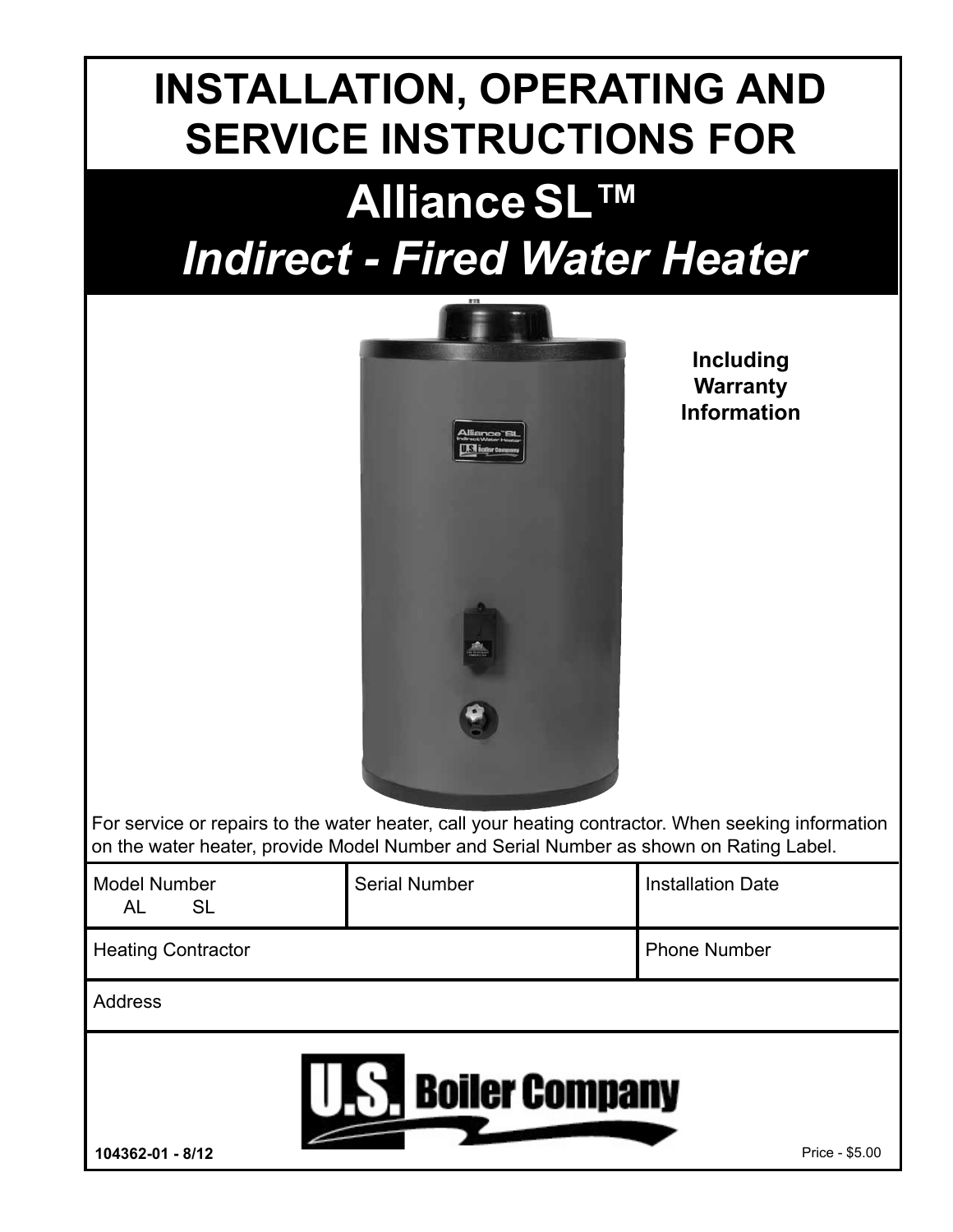# INSTALLATION, OPERATING AND SERVICE INSTRUCTIONS FOR

# Alliance SL™

## *Indirect - Fired Water Heater*

**Including Warranty Information**

For service or repairs to the water heater, call your heating contractor. When seeking information on the water heater, provide Model Number and Serial Number as shown on Rating Label.

| Model Number AL SL | Serial Number | Installation Date |
|---|---|---|
| Heating Contractor | | Phone Number |
| Address | | |

U.S. Boiler Company

**104362-01 - 8/12**

Price - $5.00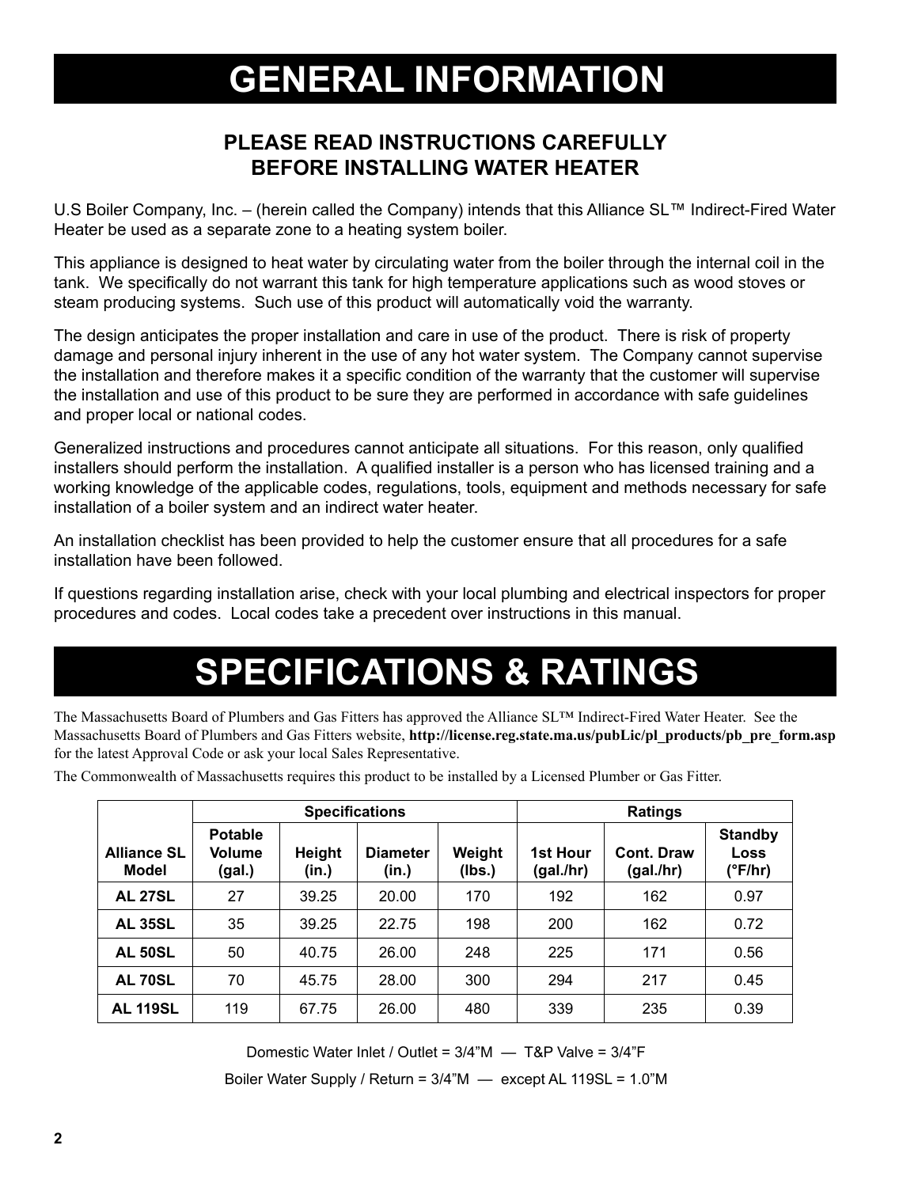# GENERAL INFORMATION

## PLEASE READ INSTRUCTIONS CAREFULLY BEFORE INSTALLING WATER HEATER

U.S Boiler Company, Inc. – (herein called the Company) intends that this Alliance SL™ Indirect-Fired Water Heater be used as a separate zone to a heating system boiler.

This appliance is designed to heat water by circulating water from the boiler through the internal coil in the tank. We specifically do not warrant this tank for high temperature applications such as wood stoves or steam producing systems. Such use of this product will automatically void the warranty.

The design anticipates the proper installation and care in use of the product. There is risk of property damage and personal injury inherent in the use of any hot water system. The Company cannot supervise the installation and therefore makes it a specific condition of the warranty that the customer will supervise the installation and use of this product to be sure they are performed in accordance with safe guidelines and proper local or national codes.

Generalized instructions and procedures cannot anticipate all situations. For this reason, only qualified installers should perform the installation. A qualified installer is a person who has licensed training and a working knowledge of the applicable codes, regulations, tools, equipment and methods necessary for safe installation of a boiler system and an indirect water heater.

An installation checklist has been provided to help the customer ensure that all procedures for a safe installation have been followed.

If questions regarding installation arise, check with your local plumbing and electrical inspectors for proper procedures and codes. Local codes take a precedent over instructions in this manual.

# SPECIFICATIONS & RATINGS

The Massachusetts Board of Plumbers and Gas Fitters has approved the Alliance SL™ Indirect-Fired Water Heater. See the Massachusetts Board of Plumbers and Gas Fitters website, **http://license.reg.state.ma.us/pubLic/pl_products/pb_pre_form.asp** for the latest Approval Code or ask your local Sales Representative.

The Commonwealth of Massachusetts requires this product to be installed by a Licensed Plumber or Gas Fitter.

| Alliance SL Model | Specifications | | | | Ratings | | |
|---|---|---|---|---|---|---|---|
| | Potable Volume (gal.) | Height (in.) | Diameter (in.) | Weight (lbs.) | 1st Hour (gal./hr) | Cont. Draw (gal./hr) | Standby Loss (°F/hr) |
| **AL 27SL** | 27 | 39.25 | 20.00 | 170 | 192 | 162 | 0.97 |
| **AL 35SL** | 35 | 39.25 | 22.75 | 198 | 200 | 162 | 0.72 |
| **AL 50SL** | 50 | 40.75 | 26.00 | 248 | 225 | 171 | 0.56 |
| **AL 70SL** | 70 | 45.75 | 28.00 | 300 | 294 | 217 | 0.45 |
| **AL 119SL** | 119 | 67.75 | 26.00 | 480 | 339 | 235 | 0.39 |

Domestic Water Inlet / Outlet = 3/4”M — T&P Valve = 3/4”F

Boiler Water Supply / Return = 3/4”M — except AL 119SL = 1.0”M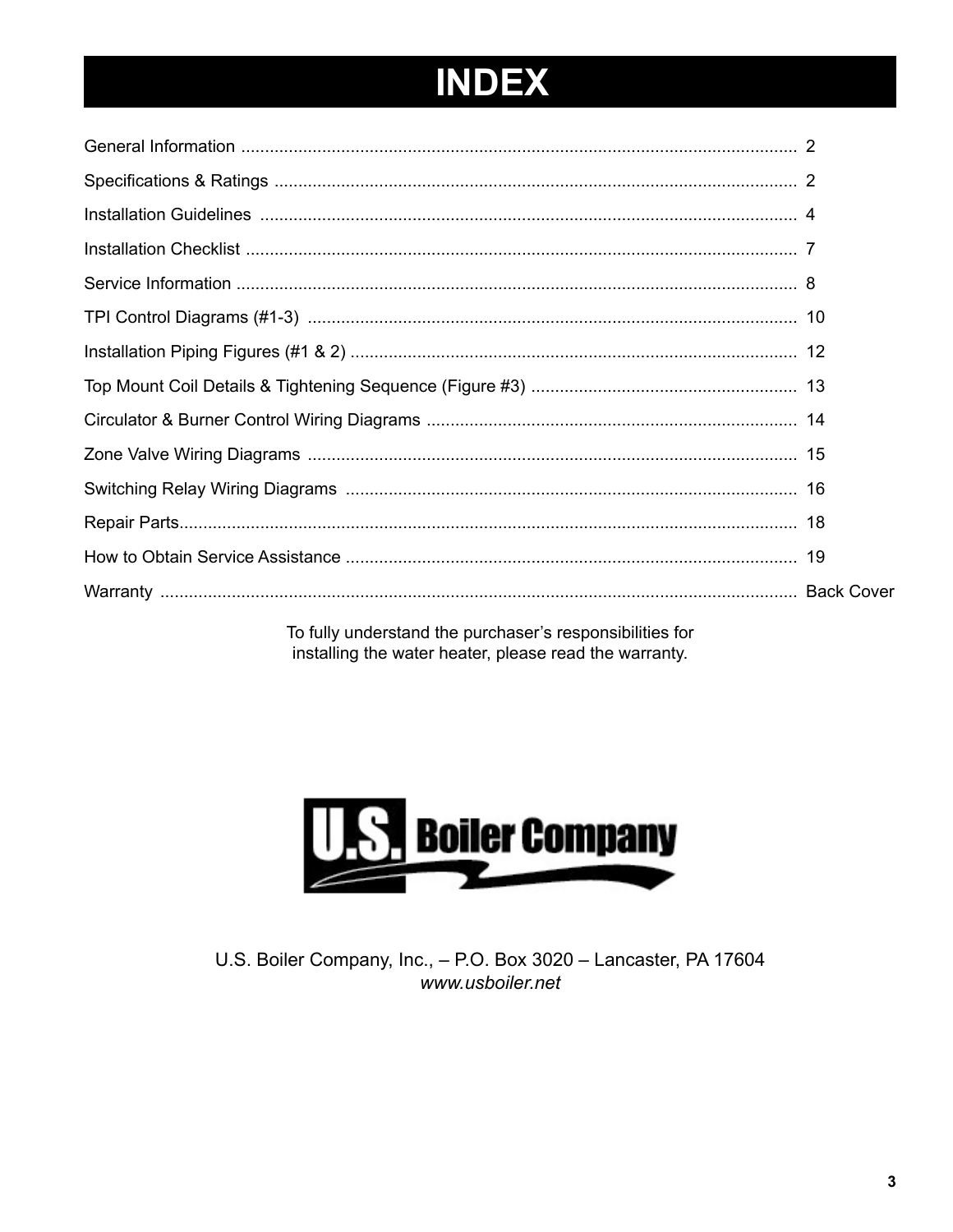# INDEX

| | |
|---|---|
| General Information | 2 |
| Specifications & Ratings | 2 |
| Installation Guidelines | 4 |
| Installation Checklist | 7 |
| Service Information | 8 |
| TPI Control Diagrams (#1-3) | 10 |
| Installation Piping Figures (#1 & 2) | 12 |
| Top Mount Coil Details & Tightening Sequence (Figure #3) | 13 |
| Circulator & Burner Control Wiring Diagrams | 14 |
| Zone Valve Wiring Diagrams | 15 |
| Switching Relay Wiring Diagrams | 16 |
| Repair Parts | 18 |
| How to Obtain Service Assistance | 19 |
| Warranty | Back Cover |

To fully understand the purchaser's responsibilities for installing the water heater, please read the warranty.

U.S. Boiler Company

U.S. Boiler Company, Inc., – P.O. Box 3020 – Lancaster, PA 17604
*www.usboiler.net*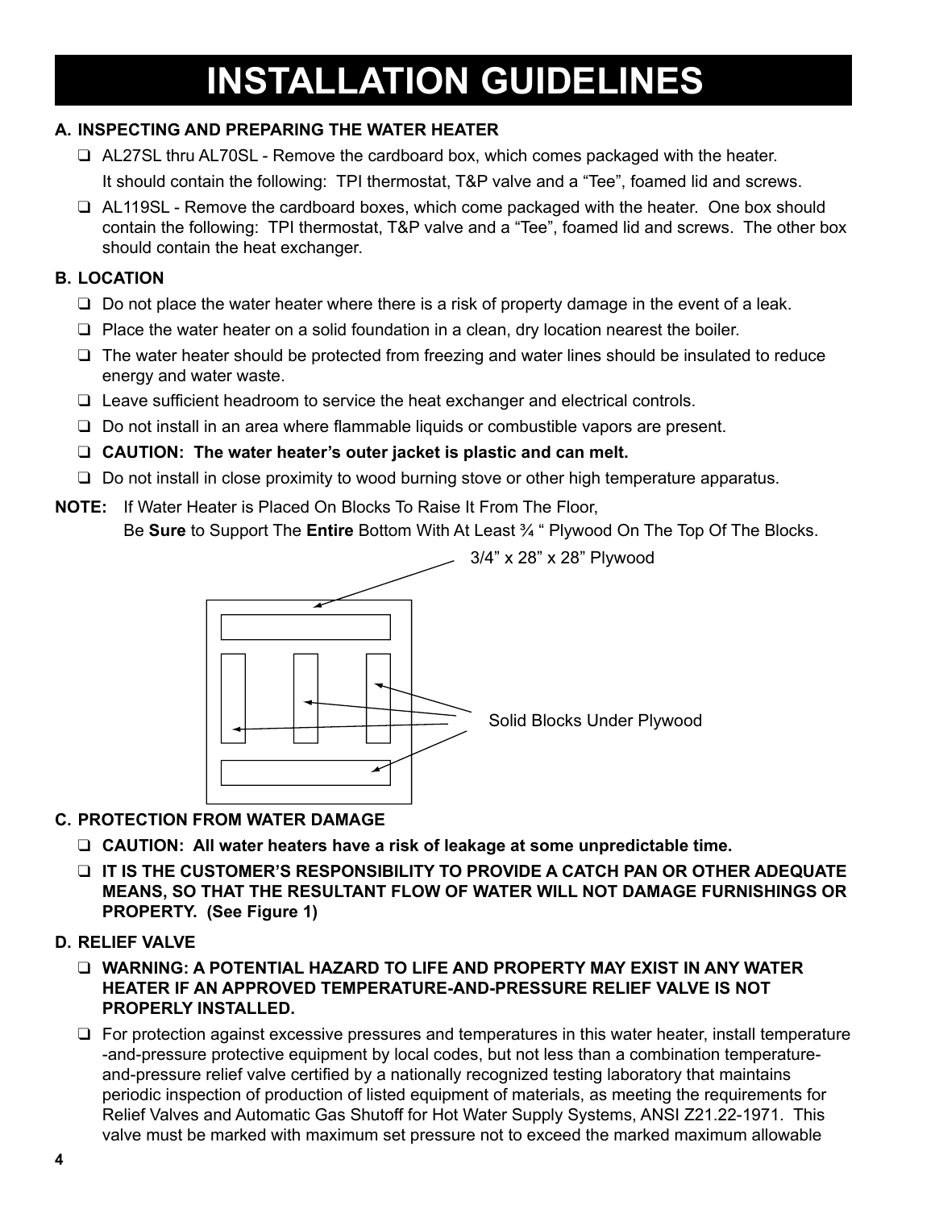# INSTALLATION GUIDELINES

**A. INSPECTING AND PREPARING THE WATER HEATER**

- ❑ AL27SL thru AL70SL - Remove the cardboard box, which comes packaged with the heater. It should contain the following: TPI thermostat, T&P valve and a "Tee", foamed lid and screws.
- ❑ AL119SL - Remove the cardboard boxes, which come packaged with the heater. One box should contain the following: TPI thermostat, T&P valve and a "Tee", foamed lid and screws. The other box should contain the heat exchanger.

**B. LOCATION**

- ❑ Do not place the water heater where there is a risk of property damage in the event of a leak.
- ❑ Place the water heater on a solid foundation in a clean, dry location nearest the boiler.
- ❑ The water heater should be protected from freezing and water lines should be insulated to reduce energy and water waste.
- ❑ Leave sufficient headroom to service the heat exchanger and electrical controls.
- ❑ Do not install in an area where flammable liquids or combustible vapors are present.
- ❑ **CAUTION: The water heater's outer jacket is plastic and can melt.**
- ❑ Do not install in close proximity to wood burning stove or other high temperature apparatus.

**NOTE:** If Water Heater is Placed On Blocks To Raise It From The Floor, Be **Sure** to Support The **Entire** Bottom With At Least ¾ " Plywood On The Top Of The Blocks.

3/4" x 28" x 28" Plywood

Solid Blocks Under Plywood

**C. PROTECTION FROM WATER DAMAGE**

- ❑ **CAUTION: All water heaters have a risk of leakage at some unpredictable time.**
- ❑ **IT IS THE CUSTOMER'S RESPONSIBILITY TO PROVIDE A CATCH PAN OR OTHER ADEQUATE MEANS, SO THAT THE RESULTANT FLOW OF WATER WILL NOT DAMAGE FURNISHINGS OR PROPERTY. (See Figure 1)**

**D. RELIEF VALVE**

- ❑ **WARNING: A POTENTIAL HAZARD TO LIFE AND PROPERTY MAY EXIST IN ANY WATER HEATER IF AN APPROVED TEMPERATURE-AND-PRESSURE RELIEF VALVE IS NOT PROPERLY INSTALLED.**
- ❑ For protection against excessive pressures and temperatures in this water heater, install temperature -and-pressure protective equipment by local codes, but not less than a combination temperature-and-pressure relief valve certified by a nationally recognized testing laboratory that maintains periodic inspection of production of listed equipment of materials, as meeting the requirements for Relief Valves and Automatic Gas Shutoff for Hot Water Supply Systems, ANSI Z21.22-1971. This valve must be marked with maximum set pressure not to exceed the marked maximum allowable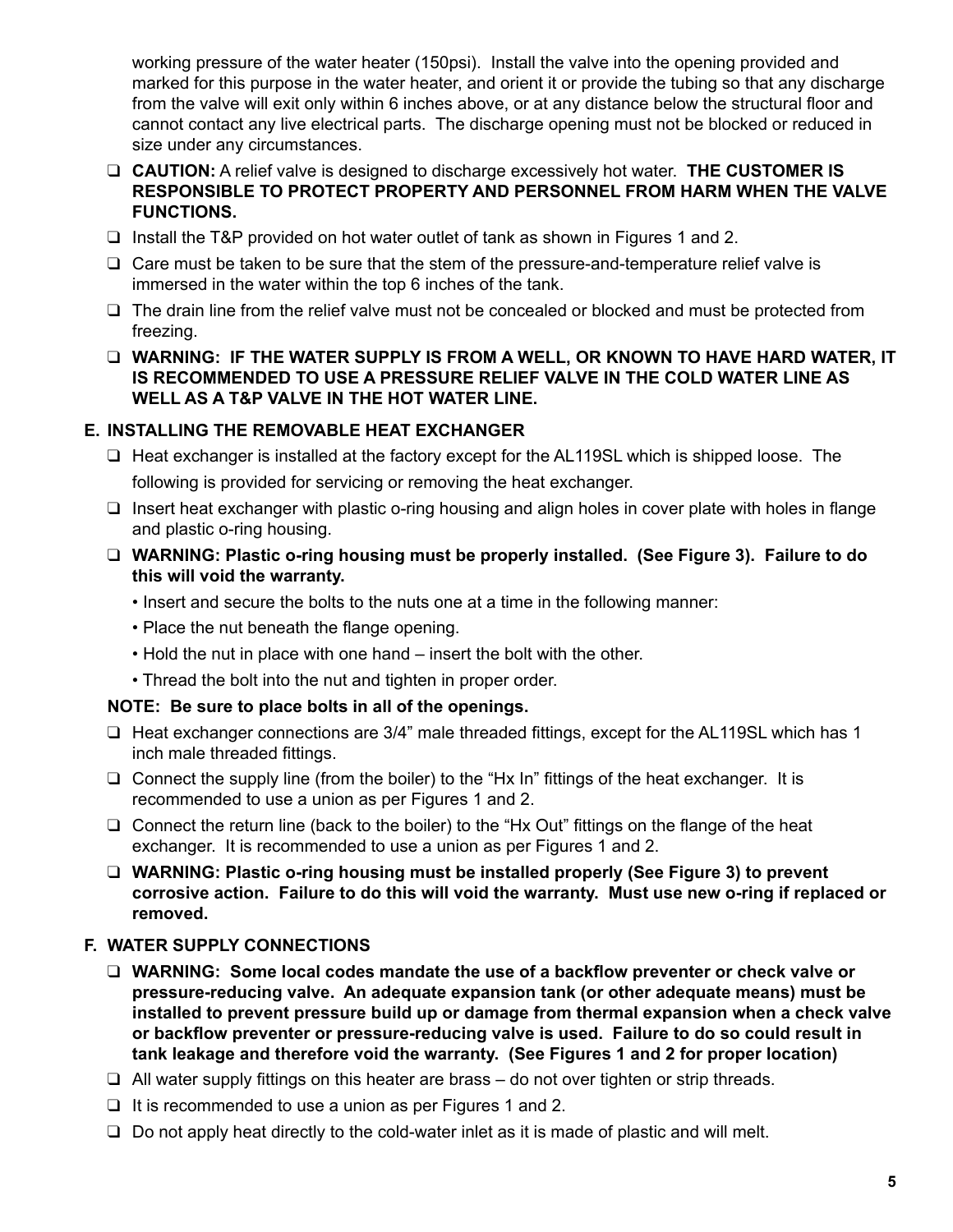working pressure of the water heater (150psi). Install the valve into the opening provided and marked for this purpose in the water heater, and orient it or provide the tubing so that any discharge from the valve will exit only within 6 inches above, or at any distance below the structural floor and cannot contact any live electrical parts. The discharge opening must not be blocked or reduced in size under any circumstances.

- ❑ **CAUTION:** A relief valve is designed to discharge excessively hot water. **THE CUSTOMER IS RESPONSIBLE TO PROTECT PROPERTY AND PERSONNEL FROM HARM WHEN THE VALVE FUNCTIONS.**
- ❑ Install the T&P provided on hot water outlet of tank as shown in Figures 1 and 2.
- ❑ Care must be taken to be sure that the stem of the pressure-and-temperature relief valve is immersed in the water within the top 6 inches of the tank.
- ❑ The drain line from the relief valve must not be concealed or blocked and must be protected from freezing.
- ❑ **WARNING: IF THE WATER SUPPLY IS FROM A WELL, OR KNOWN TO HAVE HARD WATER, IT IS RECOMMENDED TO USE A PRESSURE RELIEF VALVE IN THE COLD WATER LINE AS WELL AS A T&P VALVE IN THE HOT WATER LINE.**

## E. INSTALLING THE REMOVABLE HEAT EXCHANGER

- ❑ Heat exchanger is installed at the factory except for the AL119SL which is shipped loose. The following is provided for servicing or removing the heat exchanger.
- ❑ Insert heat exchanger with plastic o-ring housing and align holes in cover plate with holes in flange and plastic o-ring housing.
- ❑ **WARNING: Plastic o-ring housing must be properly installed. (See Figure 3). Failure to do this will void the warranty.**
  - Insert and secure the bolts to the nuts one at a time in the following manner:
  - Place the nut beneath the flange opening.
  - Hold the nut in place with one hand – insert the bolt with the other.
  - Thread the bolt into the nut and tighten in proper order.

**NOTE: Be sure to place bolts in all of the openings.**

- ❑ Heat exchanger connections are 3/4” male threaded fittings, except for the AL119SL which has 1 inch male threaded fittings.
- ❑ Connect the supply line (from the boiler) to the “Hx In” fittings of the heat exchanger. It is recommended to use a union as per Figures 1 and 2.
- ❑ Connect the return line (back to the boiler) to the “Hx Out” fittings on the flange of the heat exchanger. It is recommended to use a union as per Figures 1 and 2.
- ❑ **WARNING: Plastic o-ring housing must be installed properly (See Figure 3) to prevent corrosive action. Failure to do this will void the warranty. Must use new o-ring if replaced or removed.**

## F. WATER SUPPLY CONNECTIONS

- ❑ **WARNING: Some local codes mandate the use of a backflow preventer or check valve or pressure-reducing valve. An adequate expansion tank (or other adequate means) must be installed to prevent pressure build up or damage from thermal expansion when a check valve or backflow preventer or pressure-reducing valve is used. Failure to do so could result in tank leakage and therefore void the warranty. (See Figures 1 and 2 for proper location)**
- ❑ All water supply fittings on this heater are brass – do not over tighten or strip threads.
- ❑ It is recommended to use a union as per Figures 1 and 2.
- ❑ Do not apply heat directly to the cold-water inlet as it is made of plastic and will melt.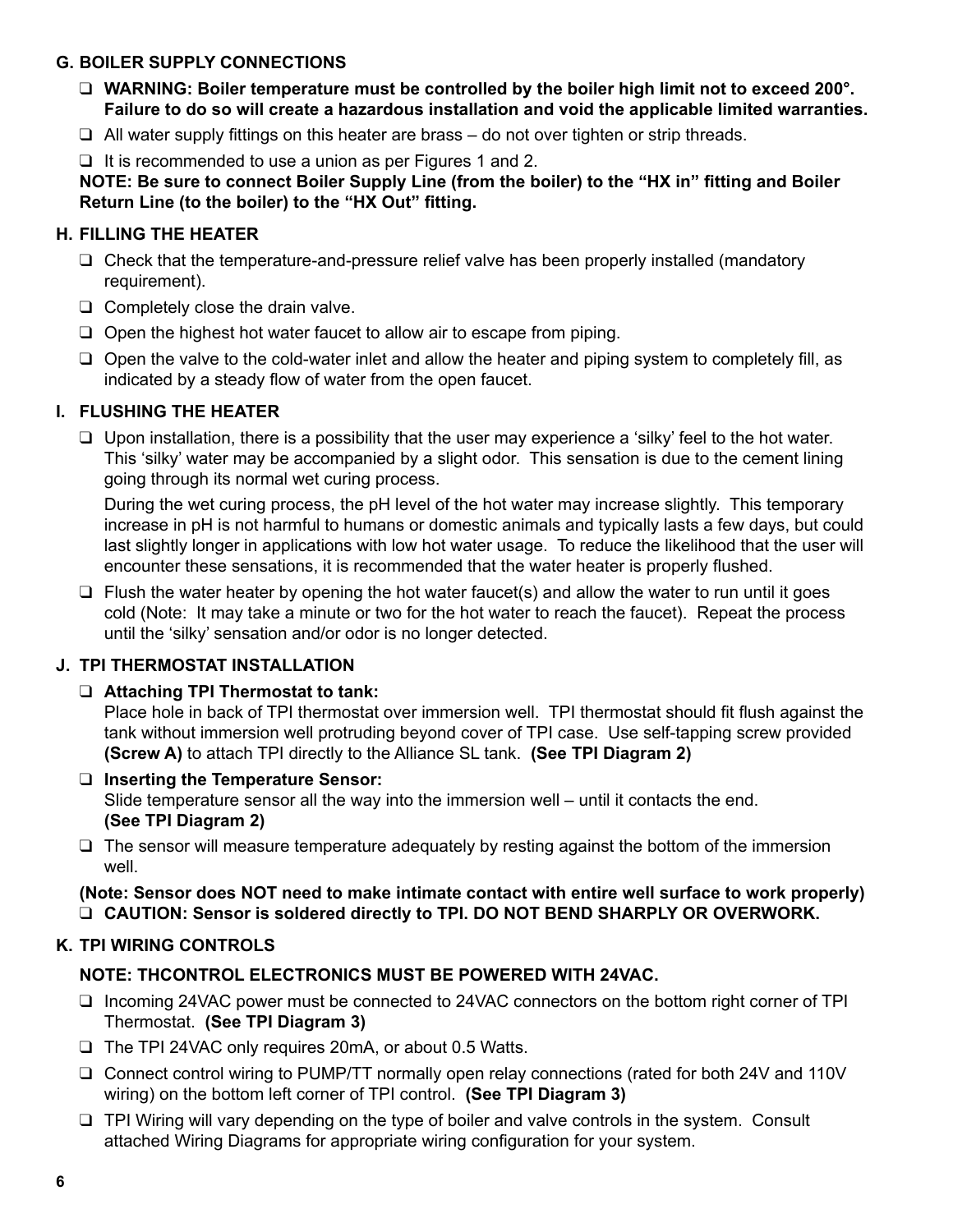## G. BOILER SUPPLY CONNECTIONS

- ❑ **WARNING: Boiler temperature must be controlled by the boiler high limit not to exceed 200°. Failure to do so will create a hazardous installation and void the applicable limited warranties.**
- ❑ All water supply fittings on this heater are brass – do not over tighten or strip threads.
- ❑ It is recommended to use a union as per Figures 1 and 2.

**NOTE: Be sure to connect Boiler Supply Line (from the boiler) to the "HX in" fitting and Boiler Return Line (to the boiler) to the "HX Out" fitting.**

## H. FILLING THE HEATER

- ❑ Check that the temperature-and-pressure relief valve has been properly installed (mandatory requirement).
- ❑ Completely close the drain valve.
- ❑ Open the highest hot water faucet to allow air to escape from piping.
- ❑ Open the valve to the cold-water inlet and allow the heater and piping system to completely fill, as indicated by a steady flow of water from the open faucet.

## I. FLUSHING THE HEATER

- ❑ Upon installation, there is a possibility that the user may experience a 'silky' feel to the hot water. This 'silky' water may be accompanied by a slight odor. This sensation is due to the cement lining going through its normal wet curing process.

  During the wet curing process, the pH level of the hot water may increase slightly. This temporary increase in pH is not harmful to humans or domestic animals and typically lasts a few days, but could last slightly longer in applications with low hot water usage. To reduce the likelihood that the user will encounter these sensations, it is recommended that the water heater is properly flushed.

- ❑ Flush the water heater by opening the hot water faucet(s) and allow the water to run until it goes cold (Note: It may take a minute or two for the hot water to reach the faucet). Repeat the process until the 'silky' sensation and/or odor is no longer detected.

## J. TPI THERMOSTAT INSTALLATION

- ❑ **Attaching TPI Thermostat to tank:**
  Place hole in back of TPI thermostat over immersion well. TPI thermostat should fit flush against the tank without immersion well protruding beyond cover of TPI case. Use self-tapping screw provided **(Screw A)** to attach TPI directly to the Alliance SL tank. **(See TPI Diagram 2)**
- ❑ **Inserting the Temperature Sensor:**
  Slide temperature sensor all the way into the immersion well – until it contacts the end.
  **(See TPI Diagram 2)**
- ❑ The sensor will measure temperature adequately by resting against the bottom of the immersion well.

**(Note: Sensor does NOT need to make intimate contact with entire well surface to work properly)**

- ❑ **CAUTION: Sensor is soldered directly to TPI. DO NOT BEND SHARPLY OR OVERWORK.**

## K. TPI WIRING CONTROLS

**NOTE: THCONTROL ELECTRONICS MUST BE POWERED WITH 24VAC.**

- ❑ Incoming 24VAC power must be connected to 24VAC connectors on the bottom right corner of TPI Thermostat. **(See TPI Diagram 3)**
- ❑ The TPI 24VAC only requires 20mA, or about 0.5 Watts.
- ❑ Connect control wiring to PUMP/TT normally open relay connections (rated for both 24V and 110V wiring) on the bottom left corner of TPI control. **(See TPI Diagram 3)**
- ❑ TPI Wiring will vary depending on the type of boiler and valve controls in the system. Consult attached Wiring Diagrams for appropriate wiring configuration for your system.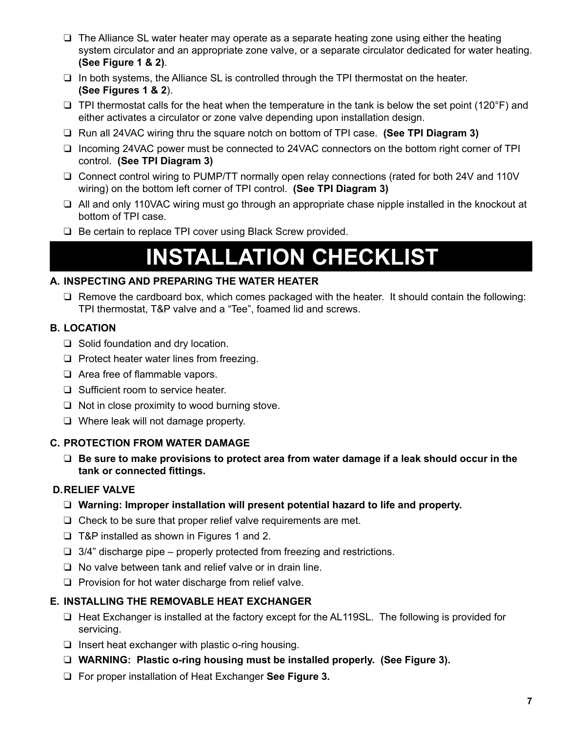- ❑ The Alliance SL water heater may operate as a separate heating zone using either the heating system circulator and an appropriate zone valve, or a separate circulator dedicated for water heating. **(See Figure 1 & 2)**.
- ❑ In both systems, the Alliance SL is controlled through the TPI thermostat on the heater. **(See Figures 1 & 2**).
- ❑ TPI thermostat calls for the heat when the temperature in the tank is below the set point (120°F) and either activates a circulator or zone valve depending upon installation design.
- ❑ Run all 24VAC wiring thru the square notch on bottom of TPI case. **(See TPI Diagram 3)**
- ❑ Incoming 24VAC power must be connected to 24VAC connectors on the bottom right corner of TPI control. **(See TPI Diagram 3)**
- ❑ Connect control wiring to PUMP/TT normally open relay connections (rated for both 24V and 110V wiring) on the bottom left corner of TPI control. **(See TPI Diagram 3)**
- ❑ All and only 110VAC wiring must go through an appropriate chase nipple installed in the knockout at bottom of TPI case.
- ❑ Be certain to replace TPI cover using Black Screw provided.

# INSTALLATION CHECKLIST

### A. INSPECTING AND PREPARING THE WATER HEATER

- ❑ Remove the cardboard box, which comes packaged with the heater. It should contain the following: TPI thermostat, T&P valve and a “Tee”, foamed lid and screws.

### B. LOCATION

- ❑ Solid foundation and dry location.
- ❑ Protect heater water lines from freezing.
- ❑ Area free of flammable vapors.
- ❑ Sufficient room to service heater.
- ❑ Not in close proximity to wood burning stove.
- ❑ Where leak will not damage property.

### C. PROTECTION FROM WATER DAMAGE

- ❑ **Be sure to make provisions to protect area from water damage if a leak should occur in the tank or connected fittings.**

### D. RELIEF VALVE

- ❑ **Warning: Improper installation will present potential hazard to life and property.**
- ❑ Check to be sure that proper relief valve requirements are met.
- ❑ T&P installed as shown in Figures 1 and 2.
- ❑ 3/4” discharge pipe – properly protected from freezing and restrictions.
- ❑ No valve between tank and relief valve or in drain line.
- ❑ Provision for hot water discharge from relief valve.

### E. INSTALLING THE REMOVABLE HEAT EXCHANGER

- ❑ Heat Exchanger is installed at the factory except for the AL119SL. The following is provided for servicing.
- ❑ Insert heat exchanger with plastic o-ring housing.
- ❑ **WARNING: Plastic o-ring housing must be installed properly. (See Figure 3).**
- ❑ For proper installation of Heat Exchanger **See Figure 3.**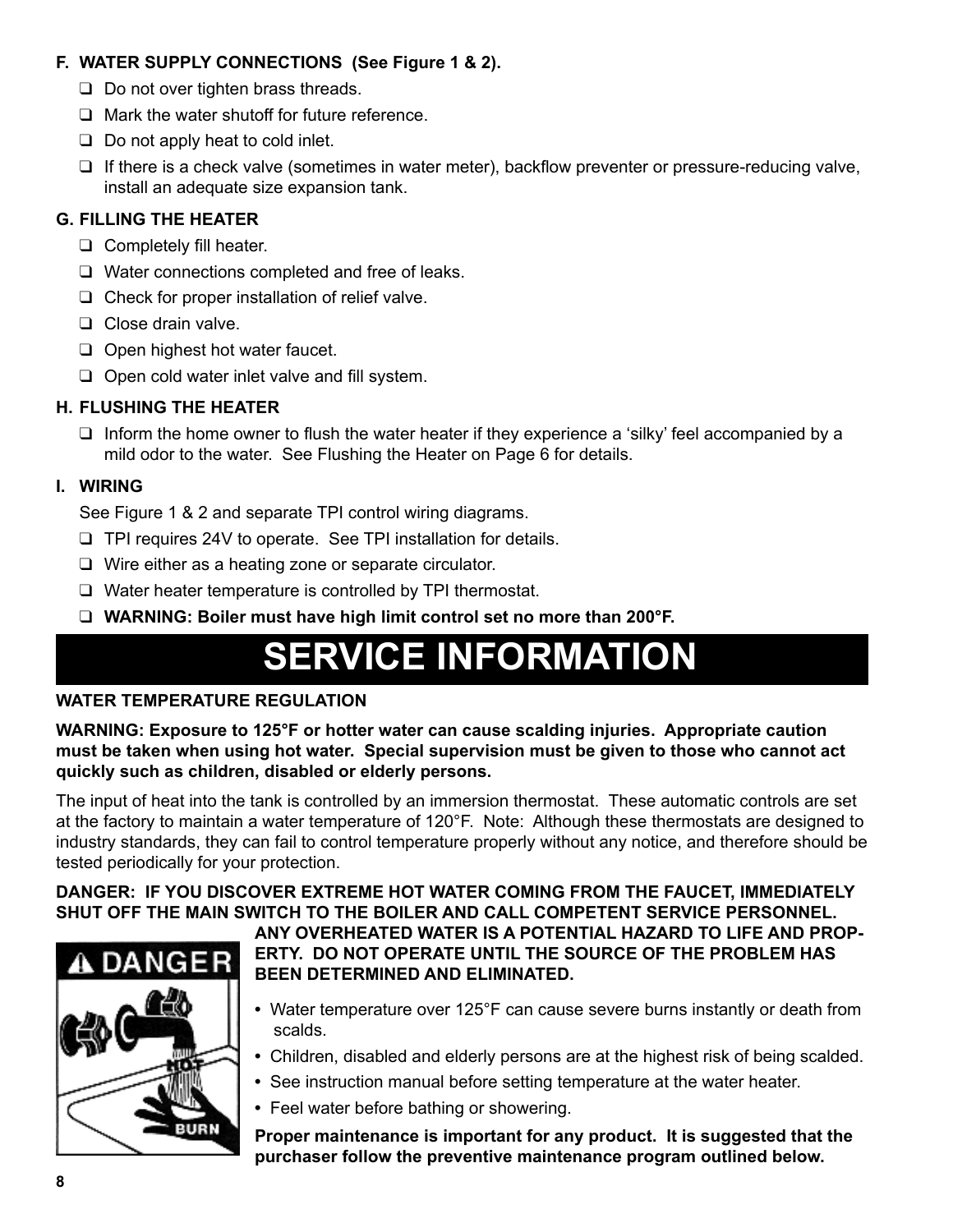### F. WATER SUPPLY CONNECTIONS (See Figure 1 & 2).

- ❑ Do not over tighten brass threads.
- ❑ Mark the water shutoff for future reference.
- ❑ Do not apply heat to cold inlet.
- ❑ If there is a check valve (sometimes in water meter), backflow preventer or pressure-reducing valve, install an adequate size expansion tank.

### G. FILLING THE HEATER

- ❑ Completely fill heater.
- ❑ Water connections completed and free of leaks.
- ❑ Check for proper installation of relief valve.
- ❑ Close drain valve.
- ❑ Open highest hot water faucet.
- ❑ Open cold water inlet valve and fill system.

### H. FLUSHING THE HEATER

- ❑ Inform the home owner to flush the water heater if they experience a 'silky' feel accompanied by a mild odor to the water. See Flushing the Heater on Page 6 for details.

### I. WIRING

See Figure 1 & 2 and separate TPI control wiring diagrams.

- ❑ TPI requires 24V to operate. See TPI installation for details.
- ❑ Wire either as a heating zone or separate circulator.
- ❑ Water heater temperature is controlled by TPI thermostat.
- ❑ **WARNING: Boiler must have high limit control set no more than 200°F.**

# SERVICE INFORMATION

**WATER TEMPERATURE REGULATION**

**WARNING: Exposure to 125°F or hotter water can cause scalding injuries. Appropriate caution must be taken when using hot water. Special supervision must be given to those who cannot act quickly such as children, disabled or elderly persons.**

The input of heat into the tank is controlled by an immersion thermostat. These automatic controls are set at the factory to maintain a water temperature of 120°F. Note: Although these thermostats are designed to industry standards, they can fail to control temperature properly without any notice, and therefore should be tested periodically for your protection.

**DANGER: IF YOU DISCOVER EXTREME HOT WATER COMING FROM THE FAUCET, IMMEDIATELY SHUT OFF THE MAIN SWITCH TO THE BOILER AND CALL COMPETENT SERVICE PERSONNEL. ANY OVERHEATED WATER IS A POTENTIAL HAZARD TO LIFE AND PROPERTY. DO NOT OPERATE UNTIL THE SOURCE OF THE PROBLEM HAS BEEN DETERMINED AND ELIMINATED.**

- Water temperature over 125°F can cause severe burns instantly or death from scalds.
- Children, disabled and elderly persons are at the highest risk of being scalded.
- See instruction manual before setting temperature at the water heater.
- Feel water before bathing or showering.

**Proper maintenance is important for any product. It is suggested that the purchaser follow the preventive maintenance program outlined below.**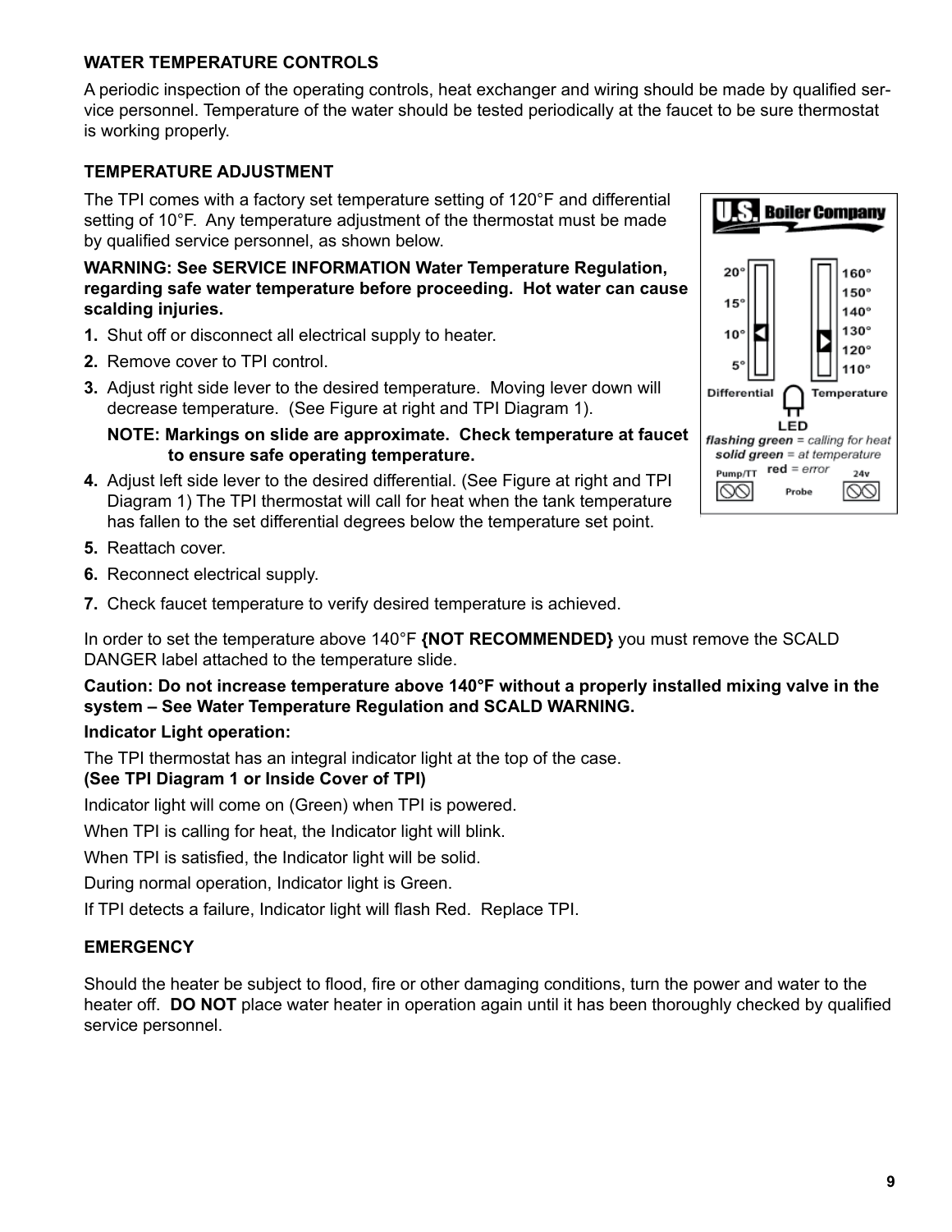### WATER TEMPERATURE CONTROLS

A periodic inspection of the operating controls, heat exchanger and wiring should be made by qualified service personnel. Temperature of the water should be tested periodically at the faucet to be sure thermostat is working properly.

### TEMPERATURE ADJUSTMENT

The TPI comes with a factory set temperature setting of 120°F and differential setting of 10°F. Any temperature adjustment of the thermostat must be made by qualified service personnel, as shown below.

**WARNING: See SERVICE INFORMATION Water Temperature Regulation, regarding safe water temperature before proceeding. Hot water can cause scalding injuries.**

1. Shut off or disconnect all electrical supply to heater.
2. Remove cover to TPI control.
3. Adjust right side lever to the desired temperature. Moving lever down will decrease temperature. (See Figure at right and TPI Diagram 1).

   **NOTE: Markings on slide are approximate. Check temperature at faucet to ensure safe operating temperature.**

4. Adjust left side lever to the desired differential. (See Figure at right and TPI Diagram 1) The TPI thermostat will call for heat when the tank temperature has fallen to the set differential degrees below the temperature set point.
5. Reattach cover.
6. Reconnect electrical supply.
7. Check faucet temperature to verify desired temperature is achieved.

U.S. Boiler Company

Differential: 20°, 15°, 10°, 5°

Temperature: 160°, 150°, 140°, 130°, 120°, 110°

LED

***flashing green** = calling for heat*

***solid green** = at temperature*

*red = error*

Pump/TT — Probe — 24v

In order to set the temperature above 140°F **{NOT RECOMMENDED}** you must remove the SCALD DANGER label attached to the temperature slide.

**Caution: Do not increase temperature above 140°F without a properly installed mixing valve in the system – See Water Temperature Regulation and SCALD WARNING.**

**Indicator Light operation:**

The TPI thermostat has an integral indicator light at the top of the case.
**(See TPI Diagram 1 or Inside Cover of TPI)**

Indicator light will come on (Green) when TPI is powered.

When TPI is calling for heat, the Indicator light will blink.

When TPI is satisfied, the Indicator light will be solid.

During normal operation, Indicator light is Green.

If TPI detects a failure, Indicator light will flash Red. Replace TPI.

### EMERGENCY

Should the heater be subject to flood, fire or other damaging conditions, turn the power and water to the heater off. **DO NOT** place water heater in operation again until it has been thoroughly checked by qualified service personnel.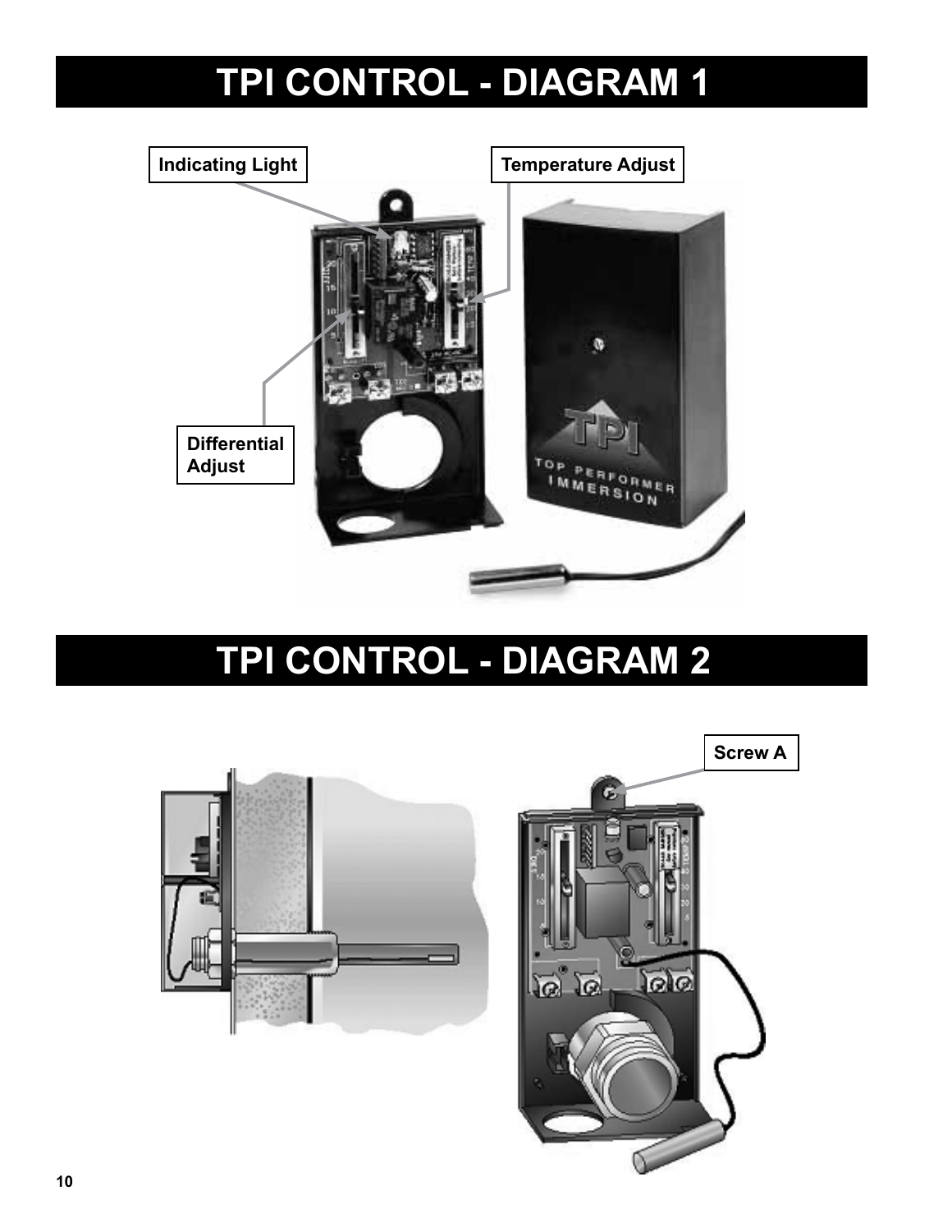# TPI CONTROL - DIAGRAM 1

Indicating Light

Temperature Adjust

Differential Adjust

# TPI CONTROL - DIAGRAM 2

Screw A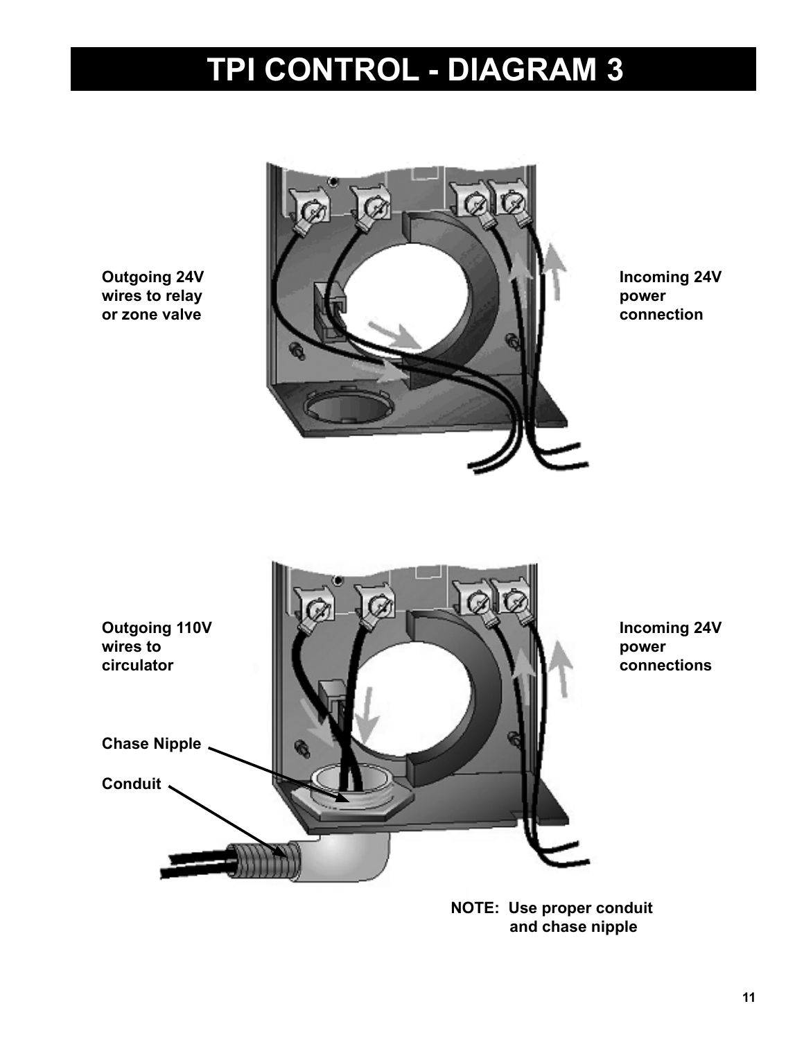# TPI CONTROL - DIAGRAM 3

Outgoing 24V wires to relay or zone valve

Incoming 24V power connection

Outgoing 110V wires to circulator

Incoming 24V power connections

Chase Nipple

Conduit

NOTE: Use proper conduit and chase nipple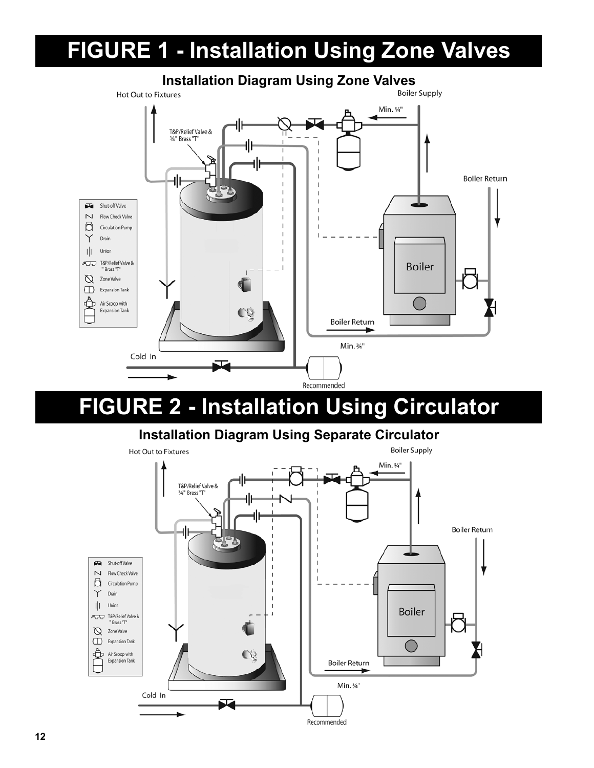# FIGURE 1 - Installation Using Zone Valves

**Installation Diagram Using Zone Valves**

Hot Out to Fixtures

Boiler Supply

Min. ¾"

T&P/Relief Valve & ¾" Brass "T"

Boiler Return

- Shut-off Valve
- Flow Check Valve
- Circulation Pump
- Drain
- Union
- T&P/Relief Valve & " Brass "T"
- Zone Valve
- Expansion Tank
- Air Scoop with Expansion Tank

Boiler

Boiler Return

Min. ¾"

Cold In

Recommended

# FIGURE 2 - Installation Using Circulator

**Installation Diagram Using Separate Circulator**

Hot Out to Fixtures

Boiler Supply

Min. ¾"

T&P/Relief Valve & ¾" Brass "T"

Boiler Return

- Shut-off Valve
- Flow Check Valve
- Circulation Pump
- Drain
- Union
- T&P/Relief Valve & " Brass "T"
- Zone Valve
- Expansion Tank
- Air Scoop with Expansion Tank

Boiler

Boiler Return

Min. ¾"

Cold In

Recommended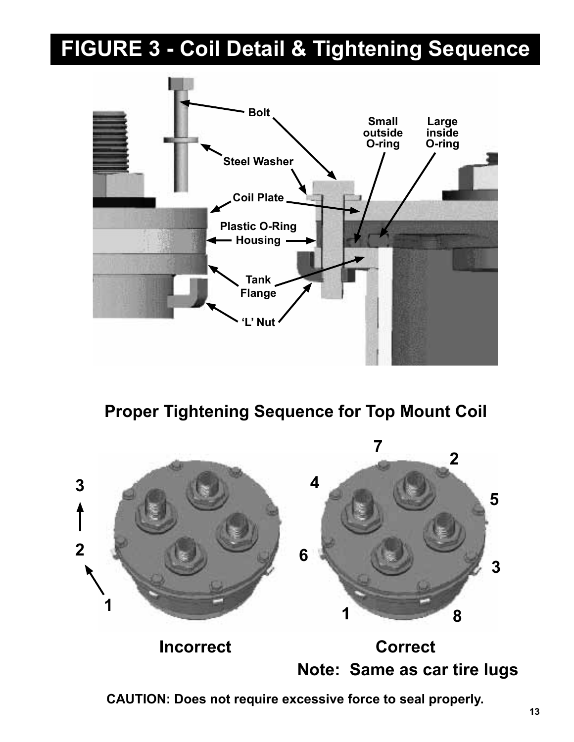# FIGURE 3 - Coil Detail & Tightening Sequence

Bolt

Steel Washer

Coil Plate

Plastic O-Ring Housing

Tank Flange

'L' Nut

Small outside O-ring

Large inside O-ring

## Proper Tightening Sequence for Top Mount Coil

Incorrect

Correct

**Note: Same as car tire lugs**

**CAUTION: Does not require excessive force to seal properly.**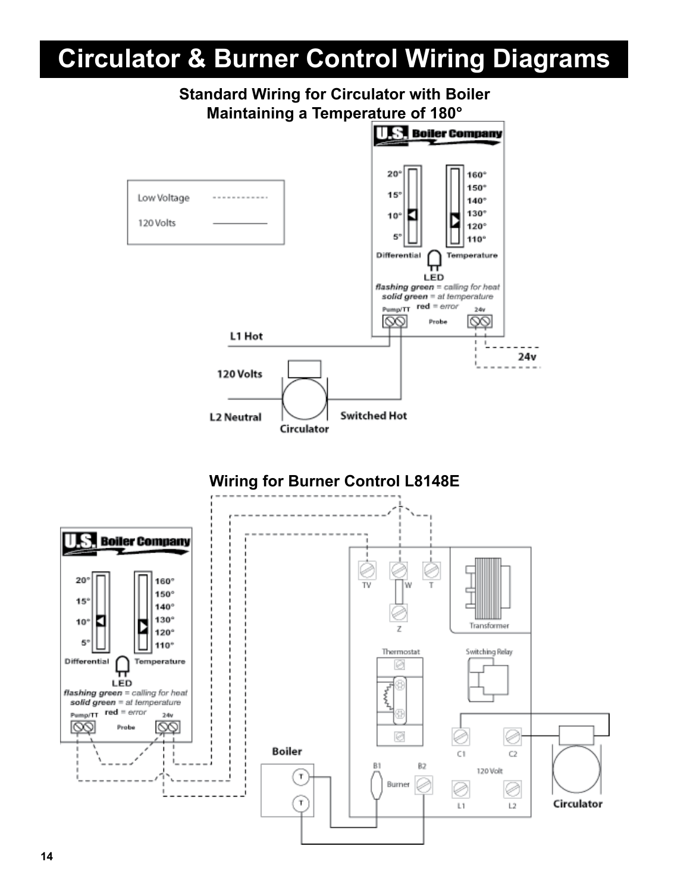# Circulator & Burner Control Wiring Diagrams

**Standard Wiring for Circulator with Boiler Maintaining a Temperature of 180°**

| Legend | |
|---|---|
| Low Voltage | - - - - - - |
| 120 Volts | ——— |

U.S. Boiler Company

20° 15° 10° 5° Differential

160° 150° 140° 130° 120° 110° Temperature

LED

*flashing green* = *calling for heat*
*solid green* = *at temperature*
red = *error*

Pump/TT  Probe  24v

L1 Hot

120 Volts

L2 Neutral

Circulator

Switched Hot

24v

**Wiring for Burner Control L8148E**

U.S. Boiler Company

20° 15° 10° 5° Differential

160° 150° 140° 130° 120° 110° Temperature

LED

*flashing green* = *calling for heat*
*solid green* = *at temperature*
red = *error*

Pump/TT  Probe  24v

TV  W  T

Z

Transformer

Thermostat

Switching Relay

C1  C2

120 Volt

L1  L2

B1  B2

Burner

Boiler

Circulator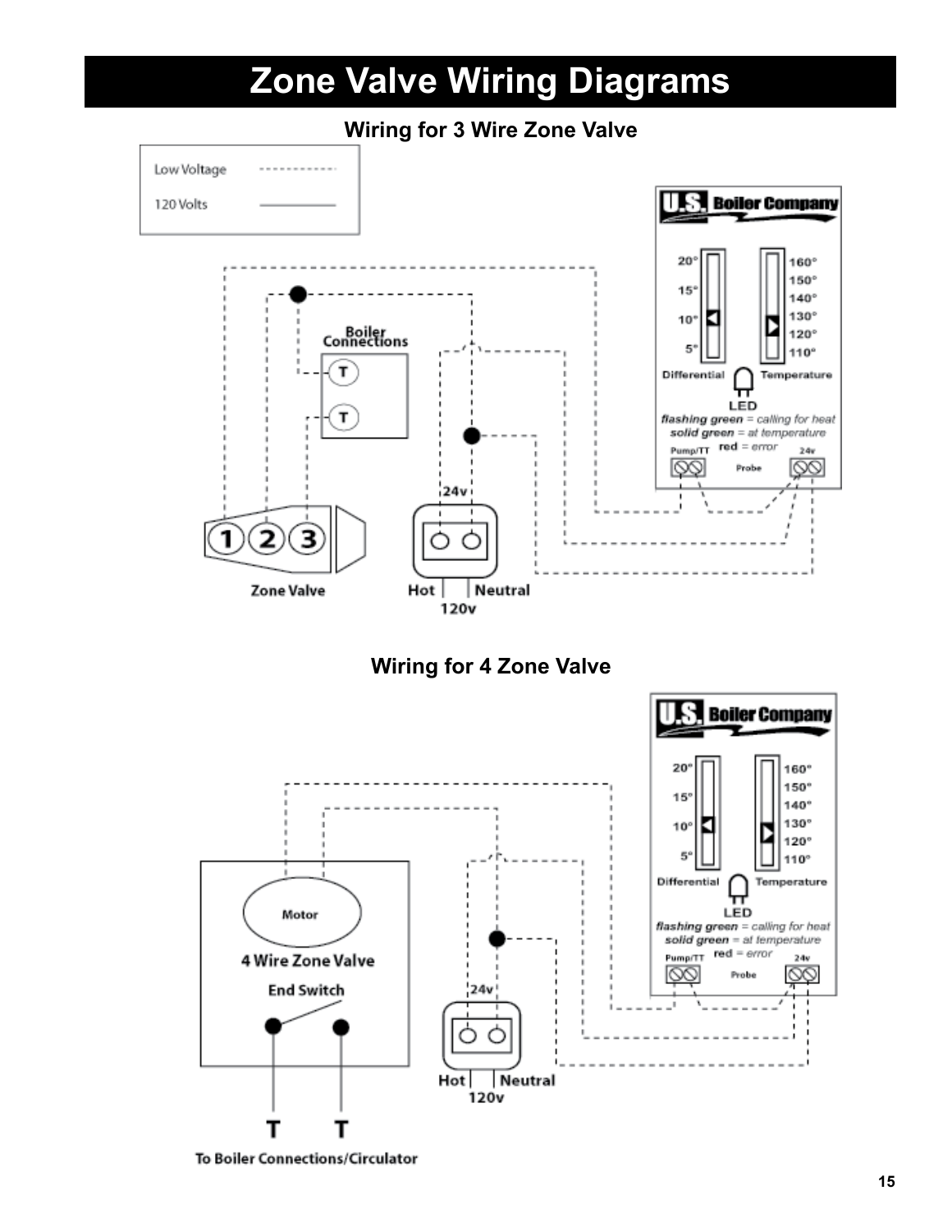# Zone Valve Wiring Diagrams

### Wiring for 3 Wire Zone Valve

Low Voltage
120 Volts

U.S. Boiler Company

20° 15° 10° 5° Differential

160° 150° 140° 130° 120° 110° Temperature

LED

*flashing green* = *calling for heat*
*solid green* = *at temperature*
red = *error*

Pump/TT Probe 24v

Boiler Connections

T T

Zone Valve

1 2 3

24v

Hot Neutral
120v

### Wiring for 4 Zone Valve

U.S. Boiler Company

20° 15° 10° 5° Differential

160° 150° 140° 130° 120° 110° Temperature

LED

*flashing green* = *calling for heat*
*solid green* = *at temperature*
red = *error*

Pump/TT Probe 24v

Motor

4 Wire Zone Valve

End Switch

24v

Hot Neutral
120v

T T

To Boiler Connections/Circulator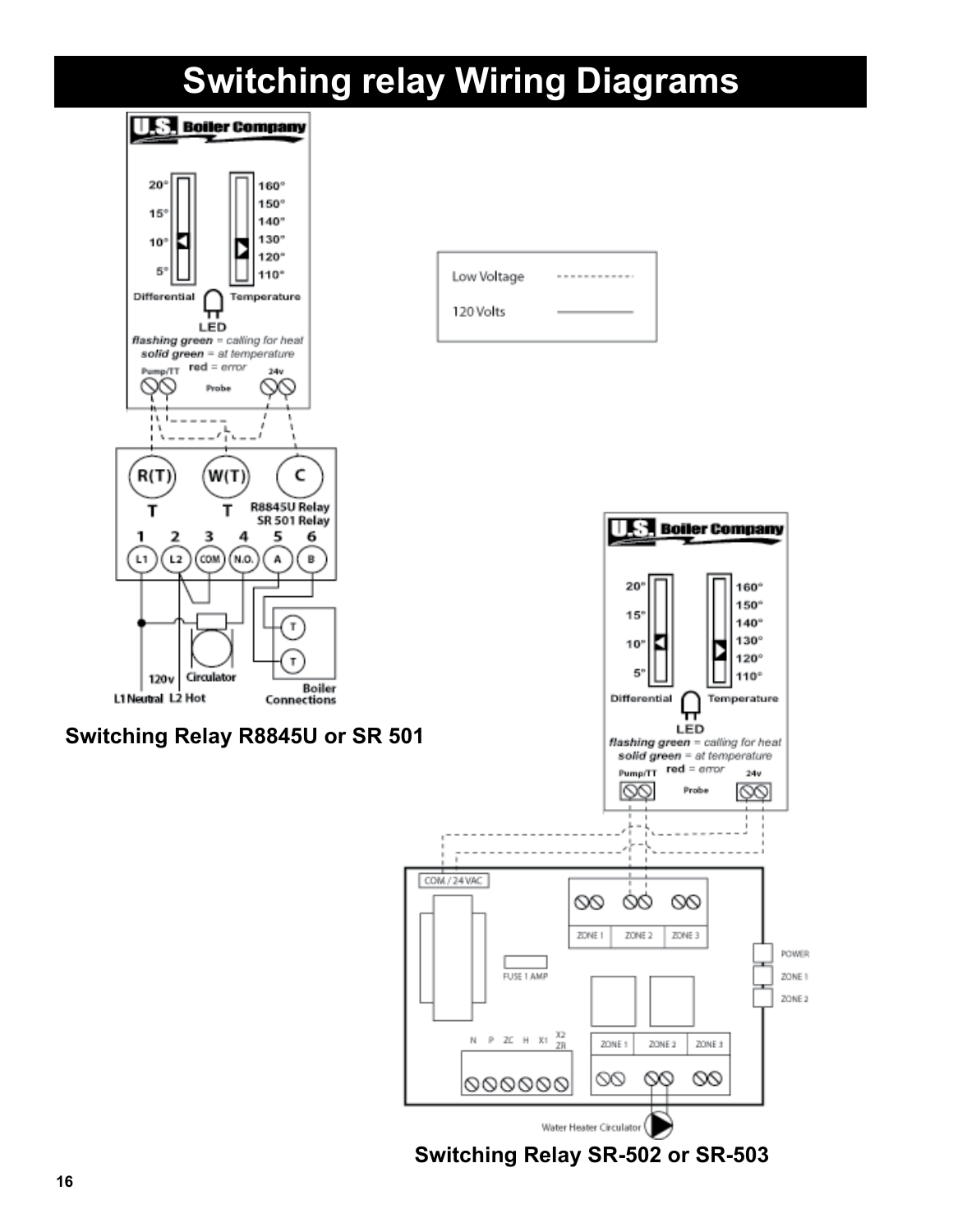# Switching relay Wiring Diagrams

Low Voltage

120 Volts

**Switching Relay R8845U or SR 501**

**Switching Relay SR-502 or SR-503**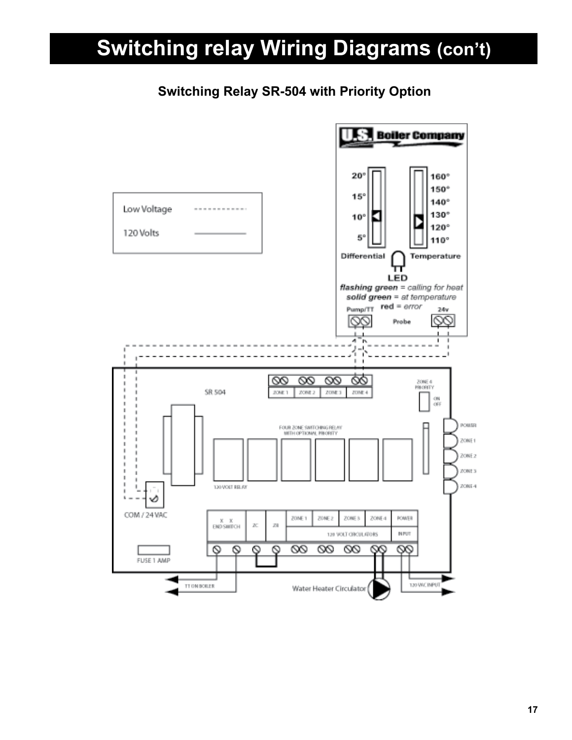# Switching relay Wiring Diagrams (con't)

**Switching Relay SR-504 with Priority Option**

Low Voltage - - - - - - - - - - -

120 Volts ————————

U.S. Boiler Company

20° 15° 10° 5° Differential

160° 150° 140° 130° 120° 110° Temperature

LED

***flashing green*** = *calling for heat*

***solid green*** = *at temperature*

**red** = *error*

Pump/TT    Probe    24v

SR 504

ZONE 1  ZONE 2  ZONE 3  ZONE 4

ZONE 4 PRIORITY ON OFF

FOUR ZONE SWITCHING RELAY WITH OPTIONAL PRIORITY

POWER ZONE 1 ZONE 2 ZONE 3 ZONE 4

120 VOLT RELAY

COM / 24 VAC

X X END SWITCH  ZC  ZR  ZONE 1  ZONE 2  ZONE 3  ZONE 4  POWER INPUT

120 VOLT CIRCULATORS

FUSE 1 AMP

TT ON BOILER    Water Heater Circulator    120 VAC INPUT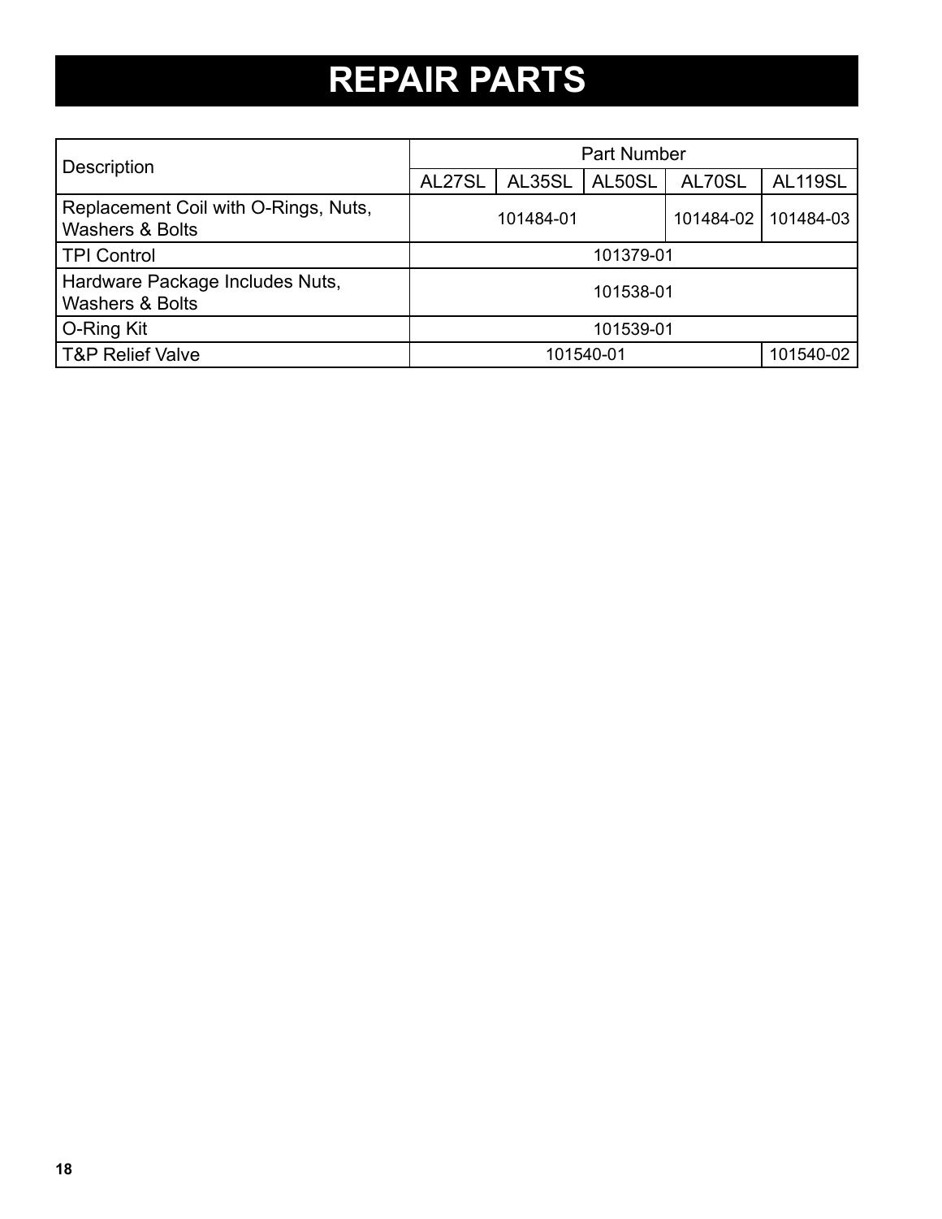# REPAIR PARTS

| Description | Part Number | | | | |
|---|---|---|---|---|---|
| | AL27SL | AL35SL | AL50SL | AL70SL | AL119SL |
| Replacement Coil with O-Rings, Nuts, Washers & Bolts | 101484-01 | | | 101484-02 | 101484-03 |
| TPI Control | 101379-01 | | | | |
| Hardware Package Includes Nuts, Washers & Bolts | 101538-01 | | | | |
| O-Ring Kit | 101539-01 | | | | |
| T&P Relief Valve | 101540-01 | | | | 101540-02 |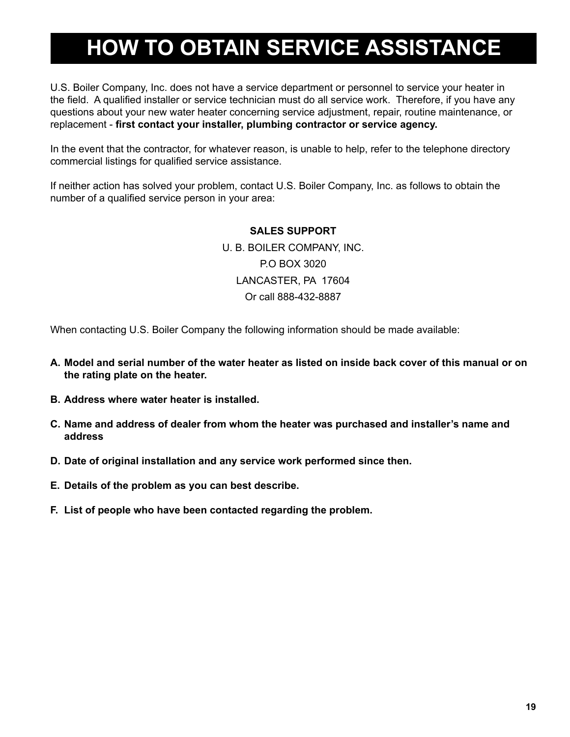# HOW TO OBTAIN SERVICE ASSISTANCE

U.S. Boiler Company, Inc. does not have a service department or personnel to service your heater in the field. A qualified installer or service technician must do all service work. Therefore, if you have any questions about your new water heater concerning service adjustment, repair, routine maintenance, or replacement - **first contact your installer, plumbing contractor or service agency.**

In the event that the contractor, for whatever reason, is unable to help, refer to the telephone directory commercial listings for qualified service assistance.

If neither action has solved your problem, contact U.S. Boiler Company, Inc. as follows to obtain the number of a qualified service person in your area:

**SALES SUPPORT**
U. B. BOILER COMPANY, INC.
P.O BOX 3020
LANCASTER, PA 17604
Or call 888-432-8887

When contacting U.S. Boiler Company the following information should be made available:

**A. Model and serial number of the water heater as listed on inside back cover of this manual or on the rating plate on the heater.**

**B. Address where water heater is installed.**

**C. Name and address of dealer from whom the heater was purchased and installer's name and address**

**D. Date of original installation and any service work performed since then.**

**E. Details of the problem as you can best describe.**

**F. List of people who have been contacted regarding the problem.**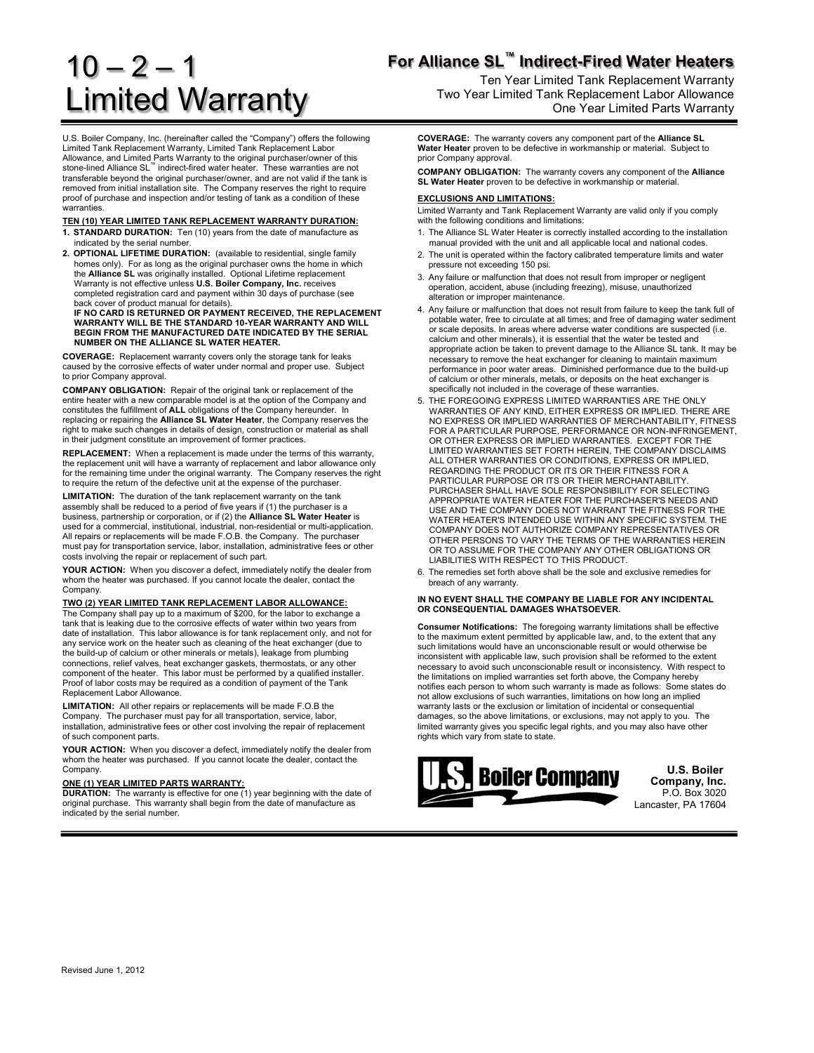# 10 – 2 – 1 Limited Warranty

## For Alliance SL™ Indirect-Fired Water Heaters

Ten Year Limited Tank Replacement Warranty
Two Year Limited Tank Replacement Labor Allowance
One Year Limited Parts Warranty

U.S. Boiler Company, Inc. (hereinafter called the "Company") offers the following Limited Tank Replacement Warranty, Limited Tank Replacement Labor Allowance, and Limited Parts Warranty to the original purchaser/owner of this stone-lined Alliance SL™ indirect-fired water heater. These warranties are not transferable beyond the original purchaser/owner, and are not valid if the tank is removed from initial installation site. The Company reserves the right to require proof of purchase and inspection and/or testing of tank as a condition of these warranties.

**TEN (10) YEAR LIMITED TANK REPLACEMENT WARRANTY DURATION:**

1. **STANDARD DURATION:** Ten (10) years from the date of manufacture as indicated by the serial number.
2. **OPTIONAL LIFETIME DURATION:** (available to residential, single family homes only). For as long as the original purchaser owns the home in which the **Alliance SL** was originally installed. Optional Lifetime replacement Warranty is not effective unless **U.S. Boiler Company, Inc.** receives completed registration card and payment within 30 days of purchase (see back cover of product manual for details).
   **IF NO CARD IS RETURNED OR PAYMENT RECEIVED, THE REPLACEMENT WARRANTY WILL BE THE STANDARD 10-YEAR WARRANTY AND WILL BEGIN FROM THE MANUFACTURED DATE INDICATED BY THE SERIAL NUMBER ON THE ALLIANCE SL WATER HEATER.**

**COVERAGE:** Replacement warranty covers only the storage tank for leaks caused by the corrosive effects of water under normal and proper use. Subject to prior Company approval.

**COMPANY OBLIGATION:** Repair of the original tank or replacement of the entire heater with a new comparable model is at the option of the Company and constitutes the fulfillment of **ALL** obligations of the Company hereunder. In replacing or repairing the **Alliance SL Water Heater**, the Company reserves the right to make such changes in details of design, construction or material as shall in their judgment constitute an improvement of former practices.

**REPLACEMENT:** When a replacement is made under the terms of this warranty, the replacement unit will have a warranty of replacement and labor allowance only for the remaining time under the original warranty. The Company reserves the right to require the return of the defective unit at the expense of the purchaser.

**LIMITATION:** The duration of the tank replacement warranty on the tank assembly shall be reduced to a period of five years if (1) the purchaser is a business, partnership or corporation, or if (2) the **Alliance SL Water Heater** is used for a commercial, institutional, industrial, non-residential or multi-application. All repairs or replacements will be made F.O.B. the Company. The purchaser must pay for transportation service, labor, installation, administrative fees or other costs involving the repair or replacement of such part.

**YOUR ACTION:** When you discover a defect, immediately notify the dealer from whom the heater was purchased. If you cannot locate the dealer, contact the Company.

**TWO (2) YEAR LIMITED TANK REPLACEMENT LABOR ALLOWANCE:**
The Company shall pay up to a maximum of $200, for the labor to exchange a tank that is leaking due to the corrosive effects of water within two years from date of installation. This labor allowance is for tank replacement only, and not for any service work on the heater such as cleaning of the heat exchanger (due to the build-up of calcium or other minerals or metals), leakage from plumbing connections, relief valves, heat exchanger gaskets, thermostats, or any other component of the heater. This labor must be performed by a qualified installer. Proof of labor costs may be required as a condition of payment of the Tank Replacement Labor Allowance.

**LIMITATION:** All other repairs or replacements will be made F.O.B the Company. The purchaser must pay for all transportation, service, labor, installation, administrative fees or other cost involving the repair of replacement of such component parts.

**YOUR ACTION:** When you discover a defect, immediately notify the dealer from whom the heater was purchased. If you cannot locate the dealer, contact the Company.

**ONE (1) YEAR LIMITED PARTS WARRANTY:**
**DURATION:** The warranty is effective for one (1) year beginning with the date of original purchase. This warranty shall begin from the date of manufacture as indicated by the serial number.

**COVERAGE:** The warranty covers any component part of the **Alliance SL Water Heater** proven to be defective in workmanship or material. Subject to prior Company approval.

**COMPANY OBLIGATION:** The warranty covers any component of the **Alliance SL Water Heater** proven to be defective in workmanship or material.

**EXCLUSIONS AND LIMITATIONS:**
Limited Warranty and Tank Replacement Warranty are valid only if you comply with the following conditions and limitations:

1. The Alliance SL Water Heater is correctly installed according to the installation manual provided with the unit and all applicable local and national codes.
2. The unit is operated within the factory calibrated temperature limits and water pressure not exceeding 150 psi.
3. Any failure or malfunction that does not result from improper or negligent operation, accident, abuse (including freezing), misuse, unauthorized alteration or improper maintenance.
4. Any failure or malfunction that does not result from failure to keep the tank full of potable water, free to circulate at all times; and free of damaging water sediment or scale deposits. In areas where adverse water conditions are suspected (i.e. calcium and other minerals), it is essential that the water be tested and appropriate action be taken to prevent damage to the Alliance SL tank. It may be necessary to remove the heat exchanger for cleaning to maintain maximum performance in poor water areas. Diminished performance due to the build-up of calcium or other minerals, metals, or deposits on the heat exchanger is specifically not included in the coverage of these warranties.
5. THE FOREGOING EXPRESS LIMITED WARRANTIES ARE THE ONLY WARRANTIES OF ANY KIND, EITHER EXPRESS OR IMPLIED. THERE ARE NO EXPRESS OR IMPLIED WARRANTIES OF MERCHANTABILITY, FITNESS FOR A PARTICULAR PURPOSE, PERFORMANCE OR NON-INFRINGEMENT, OR OTHER EXPRESS OR IMPLIED WARRANTIES. EXCEPT FOR THE LIMITED WARRANTIES SET FORTH HEREIN, THE COMPANY DISCLAIMS ALL OTHER WARRANTIES OR CONDITIONS, EXPRESS OR IMPLIED, REGARDING THE PRODUCT OR ITS OR THEIR FITNESS FOR A PARTICULAR PURPOSE OR ITS OR THEIR MERCHANTABILITY. PURCHASER SHALL HAVE SOLE RESPONSIBILITY FOR SELECTING APPROPRIATE WATER HEATER FOR THE PURCHASER'S NEEDS AND USE AND THE COMPANY DOES NOT WARRANT THE FITNESS FOR THE WATER HEATER'S INTENDED USE WITHIN ANY SPECIFIC SYSTEM. THE COMPANY DOES NOT AUTHORIZE COMPANY REPRESENTATIVES OR OTHER PERSONS TO VARY THE TERMS OF THE WARRANTIES HEREIN OR TO ASSUME FOR THE COMPANY ANY OTHER OBLIGATIONS OR LIABILITIES WITH RESPECT TO THIS PRODUCT.
6. The remedies set forth above shall be the sole and exclusive remedies for breach of any warranty.

**IN NO EVENT SHALL THE COMPANY BE LIABLE FOR ANY INCIDENTAL OR CONSEQUENTIAL DAMAGES WHATSOEVER.**

**Consumer Notifications:** The foregoing warranty limitations shall be effective to the maximum extent permitted by applicable law, and, to the extent that any such limitations would have an unconscionable result or would otherwise be inconsistent with applicable law, such provision shall be reformed to the extent necessary to avoid such unconscionable result or inconsistency. With respect to the limitations on implied warranties set forth above, the Company hereby notifies each person to whom such warranty is made as follows: Some states do not allow exclusions of such warranties, limitations on how long an implied warranty lasts or the exclusion or limitation of incidental or consequential damages, so the above limitations, or exclusions, may not apply to you. The limited warranty gives you specific legal rights, and you may also have other rights which vary from state to state.

U.S. Boiler Company

**U.S. Boiler Company, Inc.**
P.O. Box 3020
Lancaster, PA 17604

Revised June 1, 2012